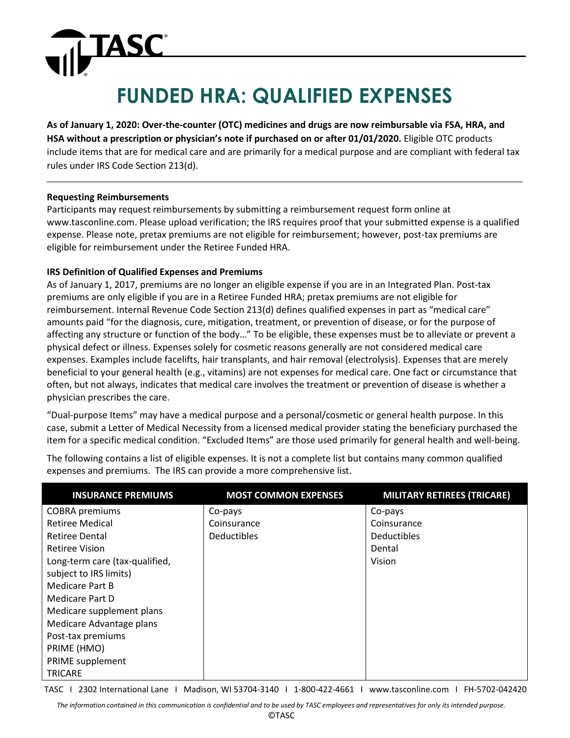# FUNDED HRA: QUALIFIED EXPENSES

**As of January 1, 2020: Over-the-counter (OTC) medicines and drugs are now reimbursable via FSA, HRA, and HSA without a prescription or physician's note if purchased on or after 01/01/2020.** Eligible OTC products include items that are for medical care and are primarily for a medical purpose and are compliant with federal tax rules under IRS Code Section 213(d).

---

**Requesting Reimbursements**

Participants may request reimbursements by submitting a reimbursement request form online at www.tasconline.com. Please upload verification; the IRS requires proof that your submitted expense is a qualified expense. Please note, pretax premiums are not eligible for reimbursement; however, post-tax premiums are eligible for reimbursement under the Retiree Funded HRA.

**IRS Definition of Qualified Expenses and Premiums**

As of January 1, 2017, premiums are no longer an eligible expense if you are in an Integrated Plan. Post-tax premiums are only eligible if you are in a Retiree Funded HRA; pretax premiums are not eligible for reimbursement. Internal Revenue Code Section 213(d) defines qualified expenses in part as "medical care" amounts paid "for the diagnosis, cure, mitigation, treatment, or prevention of disease, or for the purpose of affecting any structure or function of the body…" To be eligible, these expenses must be to alleviate or prevent a physical defect or illness. Expenses solely for cosmetic reasons generally are not considered medical care expenses. Examples include facelifts, hair transplants, and hair removal (electrolysis). Expenses that are merely beneficial to your general health (e.g., vitamins) are not expenses for medical care. One fact or circumstance that often, but not always, indicates that medical care involves the treatment or prevention of disease is whether a physician prescribes the care.

"Dual-purpose Items" may have a medical purpose and a personal/cosmetic or general health purpose. In this case, submit a Letter of Medical Necessity from a licensed medical provider stating the beneficiary purchased the item for a specific medical condition. "Excluded Items" are those used primarily for general health and well-being.

The following contains a list of eligible expenses. It is not a complete list but contains many common qualified expenses and premiums. The IRS can provide a more comprehensive list.

| INSURANCE PREMIUMS | MOST COMMON EXPENSES | MILITARY RETIREES (TRICARE) |
|---|---|---|
| COBRA premiums | Co-pays | Co-pays |
| Retiree Medical | Coinsurance | Coinsurance |
| Retiree Dental | Deductibles | Deductibles |
| Retiree Vision | | Dental |
| Long-term care (tax-qualified, subject to IRS limits) | | Vision |
| Medicare Part B | | |
| Medicare Part D | | |
| Medicare supplement plans | | |
| Medicare Advantage plans | | |
| Post-tax premiums | | |
| PRIME (HMO) | | |
| PRIME supplement | | |
| TRICARE | | |

TASC I 2302 International Lane I Madison, WI 53704-3140 I 1-800-422-4661 I www.tasconline.com I FH-5702-042420

*The information contained in this communication is confidential and to be used by TASC employees and representatives for only its intended purpose.*

©TASC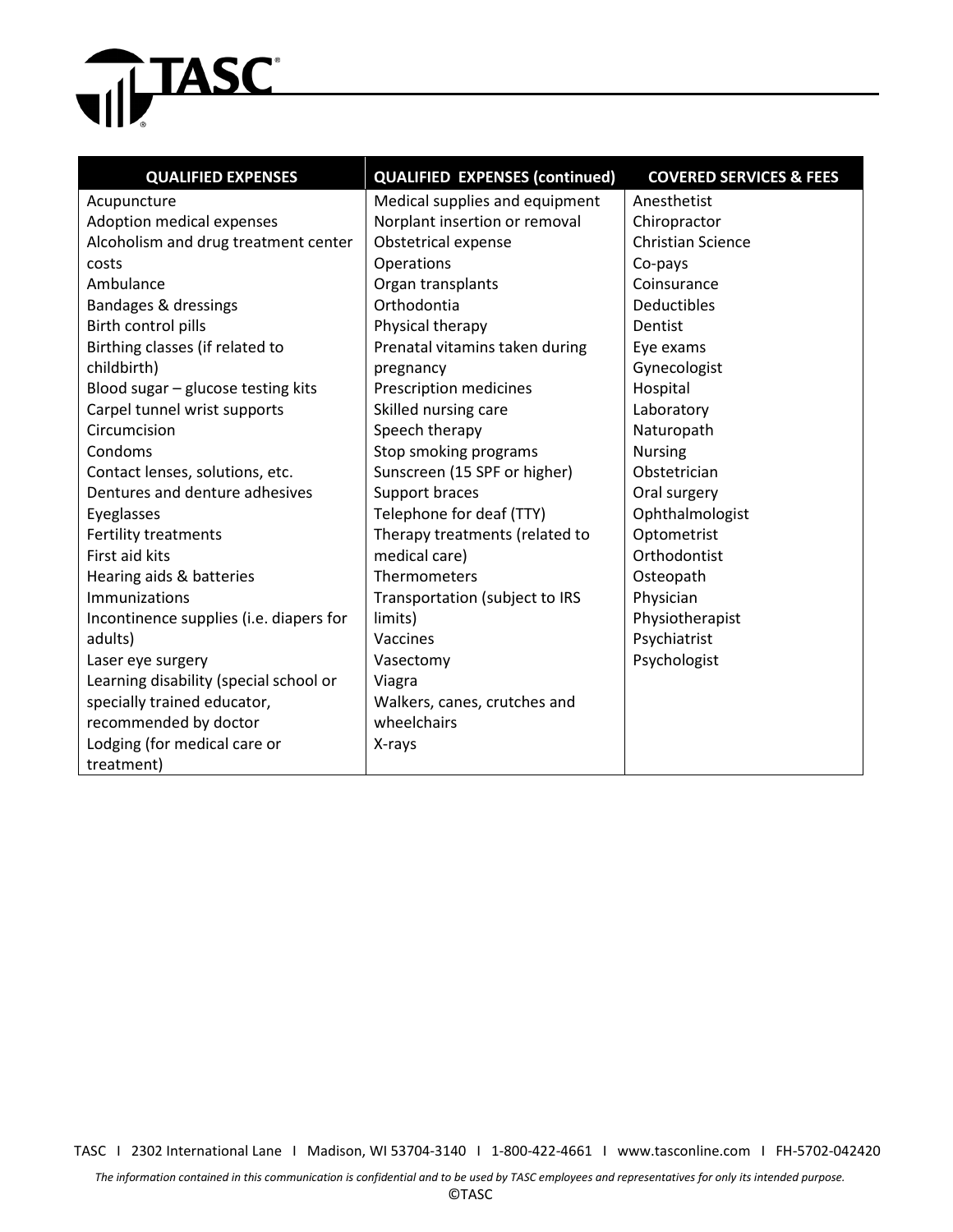| QUALIFIED EXPENSES | QUALIFIED EXPENSES (continued) | COVERED SERVICES & FEES |
|---|---|---|
| Acupuncture | Medical supplies and equipment | Anesthetist |
| Adoption medical expenses | Norplant insertion or removal | Chiropractor |
| Alcoholism and drug treatment center costs | Obstetrical expense | Christian Science |
| Ambulance | Operations | Co-pays |
| Bandages & dressings | Organ transplants | Coinsurance |
| Birth control pills | Orthodontia | Deductibles |
| Birthing classes (if related to childbirth) | Physical therapy | Dentist |
| Blood sugar – glucose testing kits | Prenatal vitamins taken during pregnancy | Eye exams |
| Carpel tunnel wrist supports | Prescription medicines | Gynecologist |
| Circumcision | Skilled nursing care | Hospital |
| Condoms | Speech therapy | Laboratory |
| Contact lenses, solutions, etc. | Stop smoking programs | Naturopath |
| Dentures and denture adhesives | Sunscreen (15 SPF or higher) | Nursing |
| Eyeglasses | Support braces | Obstetrician |
| Fertility treatments | Telephone for deaf (TTY) | Oral surgery |
| First aid kits | Therapy treatments (related to medical care) | Ophthalmologist |
| Hearing aids & batteries | Thermometers | Optometrist |
| Immunizations | Transportation (subject to IRS limits) | Orthodontist |
| Incontinence supplies (i.e. diapers for adults) | Vaccines | Osteopath |
| Laser eye surgery | Vasectomy | Physician |
| Learning disability (special school or specially trained educator, recommended by doctor | Viagra | Physiotherapist |
| Lodging (for medical care or treatment) | Walkers, canes, crutches and wheelchairs | Psychiatrist |
| | X-rays | Psychologist |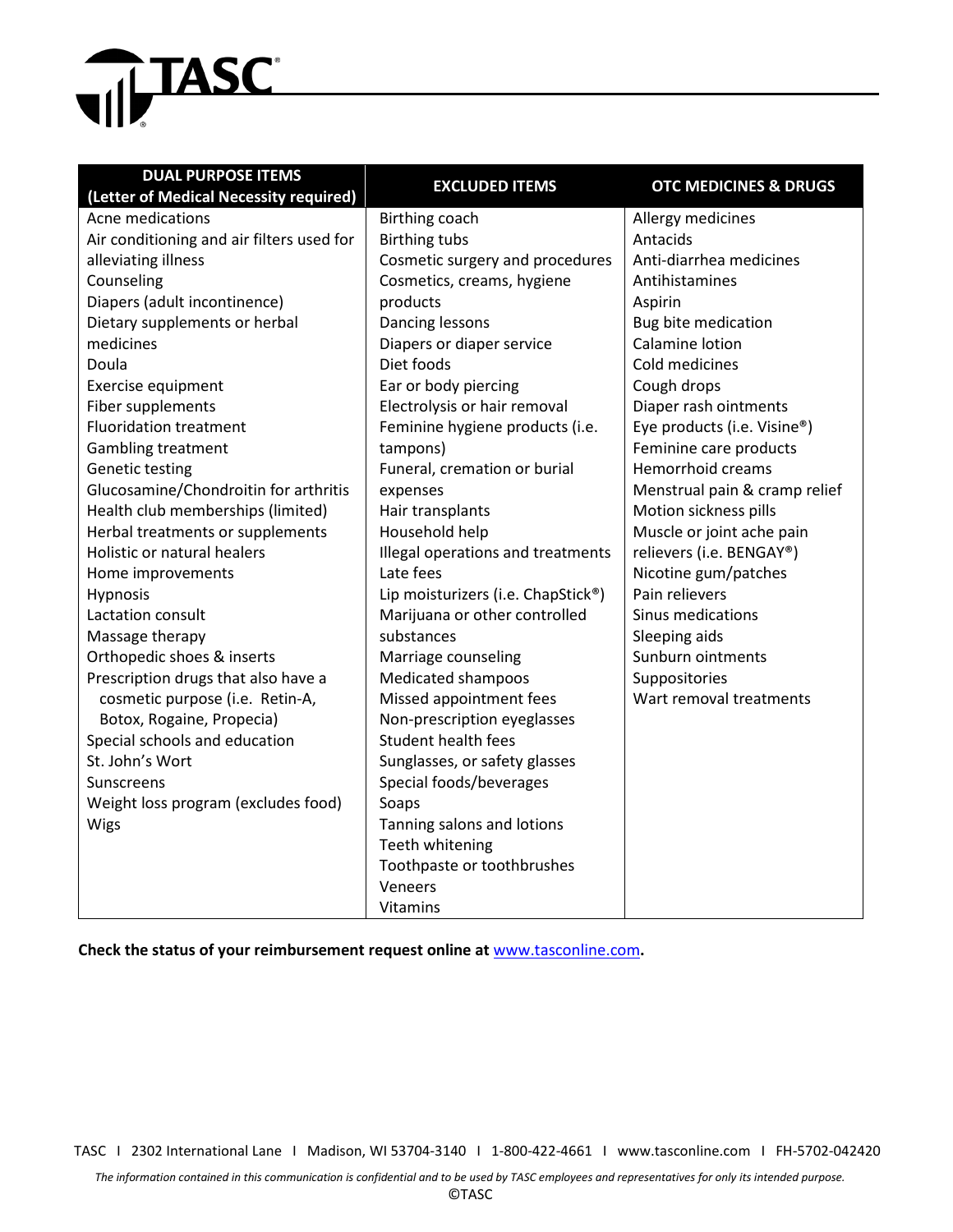| DUAL PURPOSE ITEMS (Letter of Medical Necessity required) | EXCLUDED ITEMS | OTC MEDICINES & DRUGS |
|---|---|---|
| Acne medications | Birthing coach | Allergy medicines |
| Air conditioning and air filters used for alleviating illness | Birthing tubs | Antacids |
| Counseling | Cosmetic surgery and procedures | Anti-diarrhea medicines |
| Diapers (adult incontinence) | Cosmetics, creams, hygiene products | Antihistamines |
| Dietary supplements or herbal medicines | Dancing lessons | Aspirin |
| Doula | Diapers or diaper service | Bug bite medication |
| Exercise equipment | Diet foods | Calamine lotion |
| Fiber supplements | Ear or body piercing | Cold medicines |
| Fluoridation treatment | Electrolysis or hair removal | Cough drops |
| Gambling treatment | Feminine hygiene products (i.e. tampons) | Diaper rash ointments |
| Genetic testing | Funeral, cremation or burial expenses | Eye products (i.e. Visine®) |
| Glucosamine/Chondroitin for arthritis | Hair transplants | Feminine care products |
| Health club memberships (limited) | Household help | Hemorrhoid creams |
| Herbal treatments or supplements | Illegal operations and treatments | Menstrual pain & cramp relief |
| Holistic or natural healers | Late fees | Motion sickness pills |
| Home improvements | Lip moisturizers (i.e. ChapStick®) | Muscle or joint ache pain relievers (i.e. BENGAY®) |
| Hypnosis | Marijuana or other controlled substances | Nicotine gum/patches |
| Lactation consult | Marriage counseling | Pain relievers |
| Massage therapy | Medicated shampoos | Sinus medications |
| Orthopedic shoes & inserts | Missed appointment fees | Sleeping aids |
| Prescription drugs that also have a cosmetic purpose (i.e. Retin-A, Botox, Rogaine, Propecia) | Non-prescription eyeglasses | Sunburn ointments |
| Special schools and education | Student health fees | Suppositories |
| St. John's Wort | Sunglasses, or safety glasses | Wart removal treatments |
| Sunscreens | Special foods/beverages | |
| Weight loss program (excludes food) | Soaps | |
| Wigs | Tanning salons and lotions | |
| | Teeth whitening | |
| | Toothpaste or toothbrushes | |
| | Veneers | |
| | Vitamins | |

**Check the status of your reimbursement request online at www.tasconline.com.**

TASC I 2302 International Lane I Madison, WI 53704-3140 I 1-800-422-4661 I www.tasconline.com I FH-5702-042420

*The information contained in this communication is confidential and to be used by TASC employees and representatives for only its intended purpose.*

©TASC